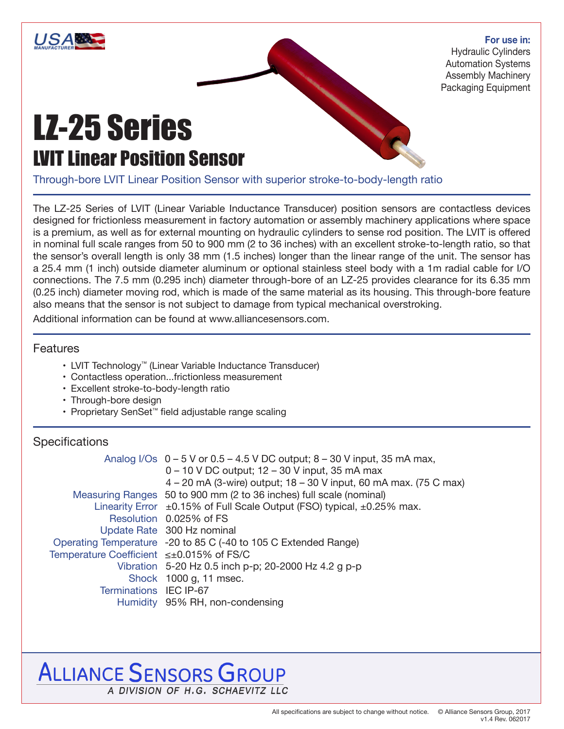USA MANUFACTURER

**For use in:**
Hydraulic Cylinders
Automation Systems
Assembly Machinery
Packaging Equipment

# LZ-25 Series

## LVIT Linear Position Sensor

Through-bore LVIT Linear Position Sensor with superior stroke-to-body-length ratio

The LZ-25 Series of LVIT (Linear Variable Inductance Transducer) position sensors are contactless devices designed for frictionless measurement in factory automation or assembly machinery applications where space is a premium, as well as for external mounting on hydraulic cylinders to sense rod position. The LVIT is offered in nominal full scale ranges from 50 to 900 mm (2 to 36 inches) with an excellent stroke-to-length ratio, so that the sensor's overall length is only 38 mm (1.5 inches) longer than the linear range of the unit. The sensor has a 25.4 mm (1 inch) outside diameter aluminum or optional stainless steel body with a 1m radial cable for I/O connections. The 7.5 mm (0.295 inch) diameter through-bore of an LZ-25 provides clearance for its 6.35 mm (0.25 inch) diameter moving rod, which is made of the same material as its housing. This through-bore feature also means that the sensor is not subject to damage from typical mechanical overstroking.

Additional information can be found at www.alliancesensors.com.

### Features

- LVIT Technology™ (Linear Variable Inductance Transducer)
- Contactless operation...frictionless measurement
- Excellent stroke-to-body-length ratio
- Through-bore design
- Proprietary SenSet™ field adjustable range scaling

### Specifications

| | |
|---|---|
| Analog I/Os | 0 – 5 V or 0.5 – 4.5 V DC output; 8 – 30 V input, 35 mA max,<br>0 – 10 V DC output; 12 – 30 V input, 35 mA max<br>4 – 20 mA (3-wire) output; 18 – 30 V input, 60 mA max. (75 C max) |
| Measuring Ranges | 50 to 900 mm (2 to 36 inches) full scale (nominal) |
| Linearity Error | ±0.15% of Full Scale Output (FSO) typical, ±0.25% max. |
| Resolution | 0.025% of FS |
| Update Rate | 300 Hz nominal |
| Operating Temperature | -20 to 85 C (-40 to 105 C Extended Range) |
| Temperature Coefficient | ≤±0.015% of FS/C |
| Vibration | 5-20 Hz 0.5 inch p-p; 20-2000 Hz 4.2 g p-p |
| Shock | 1000 g, 11 msec. |
| Terminations | IEC IP-67 |
| Humidity | 95% RH, non-condensing |

ALLIANCE SENSORS GROUP
A DIVISION OF H.G. SCHAEVITZ LLC

All specifications are subject to change without notice. © Alliance Sensors Group, 2017
v1.4 Rev. 062017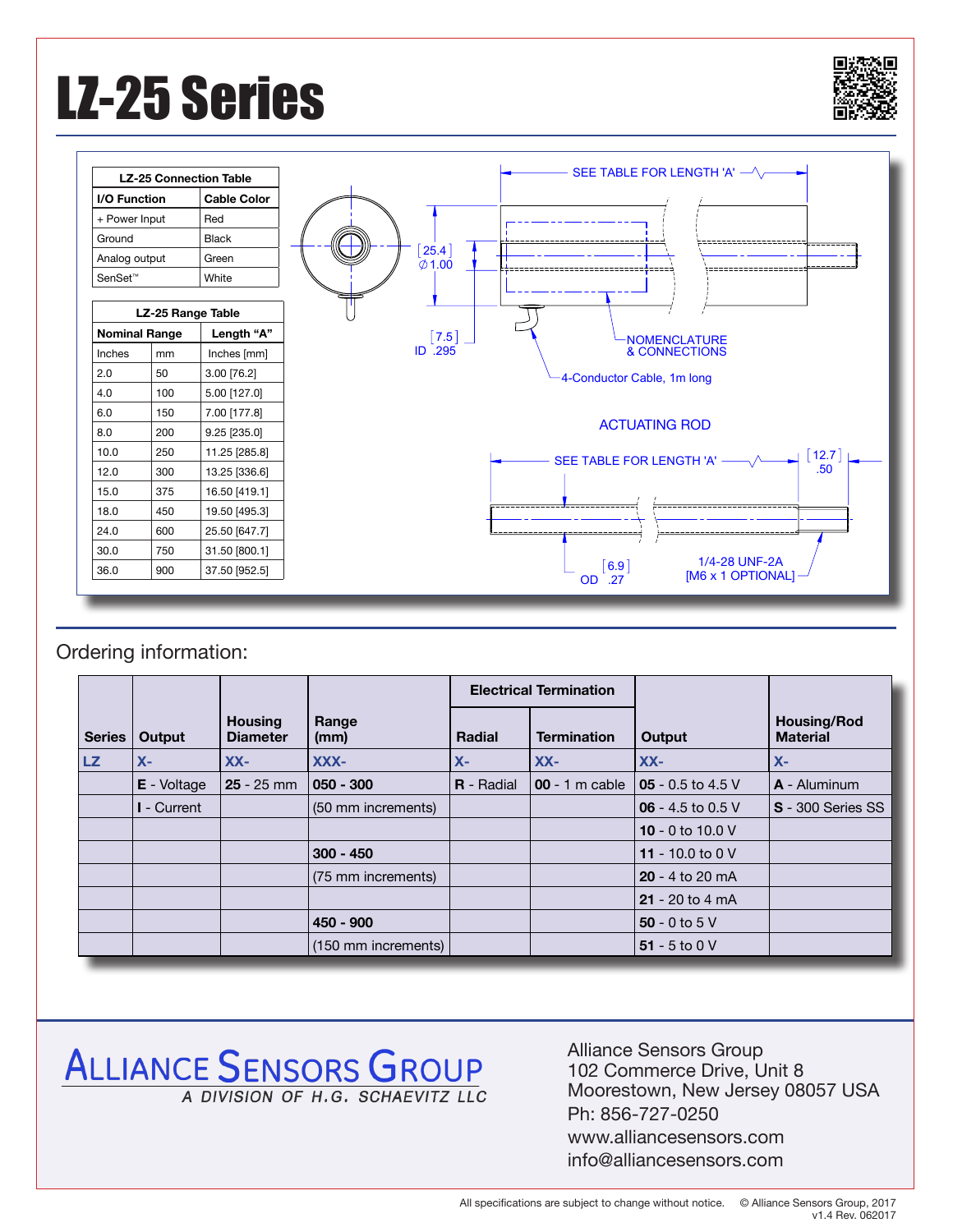# LZ-25 Series

| LZ-25 Connection Table | |
|---|---|
| **I/O Function** | **Cable Color** |
| + Power Input | Red |
| Ground | Black |
| Analog output | Green |
| SenSet™ | White |

| LZ-25 Range Table | | |
|---|---|---|
| **Nominal Range** | | **Length "A"** |
| Inches | mm | Inches [mm] |
| 2.0 | 50 | 3.00 [76.2] |
| 4.0 | 100 | 5.00 [127.0] |
| 6.0 | 150 | 7.00 [177.8] |
| 8.0 | 200 | 9.25 [235.0] |
| 10.0 | 250 | 11.25 [285.8] |
| 12.0 | 300 | 13.25 [336.6] |
| 15.0 | 375 | 16.50 [419.1] |
| 18.0 | 450 | 19.50 [495.3] |
| 24.0 | 600 | 25.50 [647.7] |
| 30.0 | 750 | 31.50 [800.1] |
| 36.0 | 900 | 37.50 [952.5] |

SEE TABLE FOR LENGTH 'A'

[25.4]
∅1.00

[7.5]
ID .295

NOMENCLATURE
& CONNECTIONS

4-Conductor Cable, 1m long

ACTUATING ROD

SEE TABLE FOR LENGTH 'A'

[12.7]
.50

[6.9]
OD .27

1/4-28 UNF-2A
[M6 x 1 OPTIONAL]

## Ordering information:

| Series | Output | Housing Diameter | Range (mm) | Electrical Termination: Radial | Electrical Termination: Termination | Output | Housing/Rod Material |
|---|---|---|---|---|---|---|---|
| LZ | X- | XX- | XXX- | X- | XX- | XX- | X- |
| | **E** - Voltage | **25** - 25 mm | **050 - 300** | **R** - Radial | **00** - 1 m cable | **05** - 0.5 to 4.5 V | **A** - Aluminum |
| | **I** - Current | | (50 mm increments) | | | **06** - 4.5 to 0.5 V | **S** - 300 Series SS |
| | | | | | | **10** - 0 to 10.0 V | |
| | | | **300 - 450** | | | **11** - 10.0 to 0 V | |
| | | | (75 mm increments) | | | **20** - 4 to 20 mA | |
| | | | | | | **21** - 20 to 4 mA | |
| | | | **450 - 900** | | | **50** - 0 to 5 V | |
| | | | (150 mm increments) | | | **51** - 5 to 0 V | |

ALLIANCE SENSORS GROUP
A DIVISION OF H.G. SCHAEVITZ LLC

Alliance Sensors Group
102 Commerce Drive, Unit 8
Moorestown, New Jersey 08057 USA
Ph: 856-727-0250
www.alliancesensors.com
info@alliancesensors.com

All specifications are subject to change without notice. © Alliance Sensors Group, 2017
v1.4 Rev. 062017